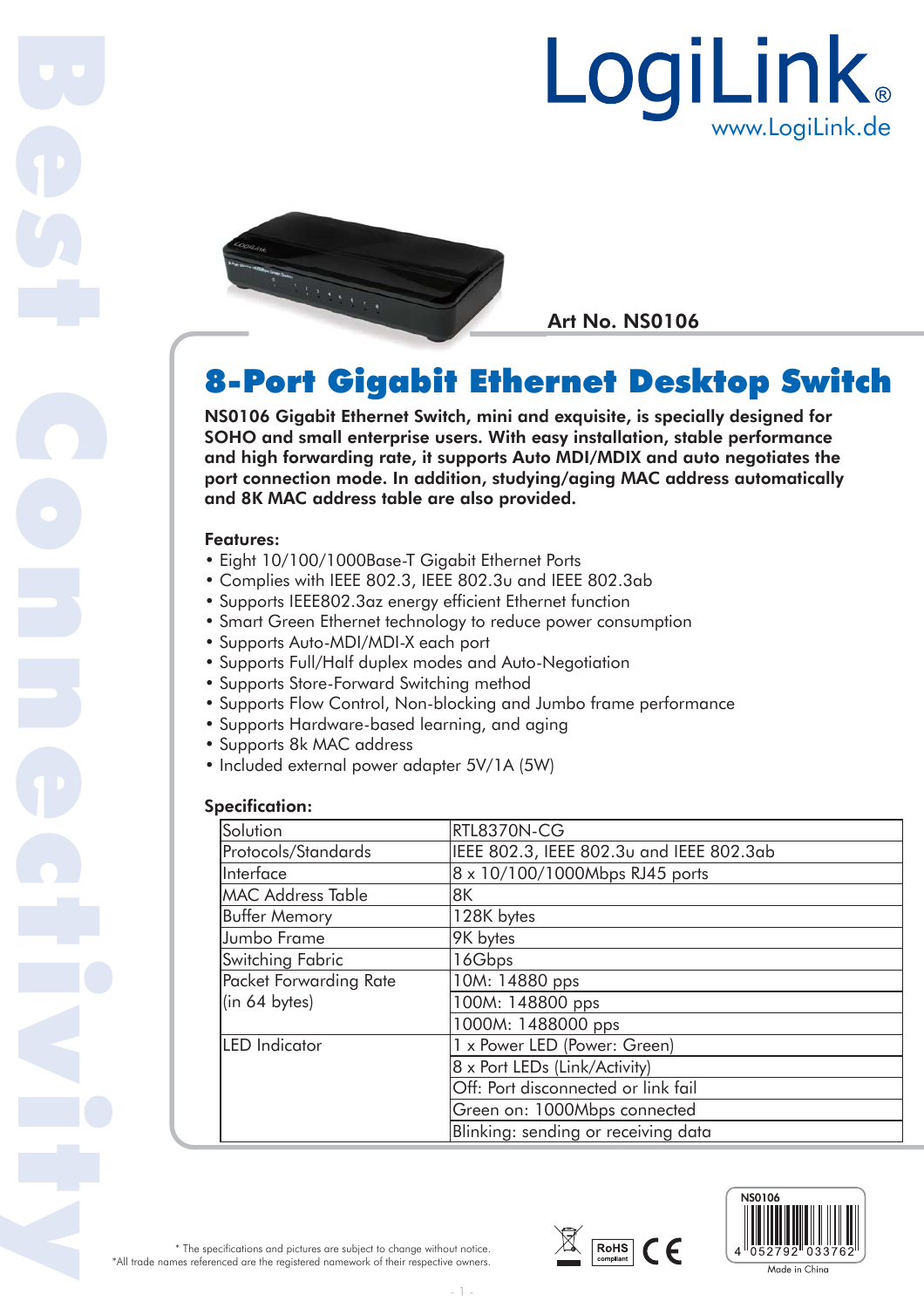LogiLink®
www.LogiLink.de

Art No. NS0106

# 8-Port Gigabit Ethernet Desktop Switch

**NS0106 Gigabit Ethernet Switch, mini and exquisite, is specially designed for SOHO and small enterprise users. With easy installation, stable performance and high forwarding rate, it supports Auto MDI/MDIX and auto negotiates the port connection mode. In addition, studying/aging MAC address automatically and 8K MAC address table are also provided.**

### Features:

- Eight 10/100/1000Base-T Gigabit Ethernet Ports
- Complies with IEEE 802.3, IEEE 802.3u and IEEE 802.3ab
- Supports IEEE802.3az energy efficient Ethernet function
- Smart Green Ethernet technology to reduce power consumption
- Supports Auto-MDI/MDI-X each port
- Supports Full/Half duplex modes and Auto-Negotiation
- Supports Store-Forward Switching method
- Supports Flow Control, Non-blocking and Jumbo frame performance
- Supports Hardware-based learning, and aging
- Supports 8k MAC address
- Included external power adapter 5V/1A (5W)

### Specification:

| | |
|---|---|
| Solution | RTL8370N-CG |
| Protocols/Standards | IEEE 802.3, IEEE 802.3u and IEEE 802.3ab |
| Interface | 8 x 10/100/1000Mbps RJ45 ports |
| MAC Address Table | 8K |
| Buffer Memory | 128K bytes |
| Jumbo Frame | 9K bytes |
| Switching Fabric | 16Gbps |
| Packet Forwarding Rate (in 64 bytes) | 10M: 14880 pps |
| | 100M: 148800 pps |
| | 1000M: 1488000 pps |
| LED Indicator | 1 x Power LED (Power: Green) |
| | 8 x Port LEDs (Link/Activity) |
| | Off: Port disconnected or link fail |
| | Green on: 1000Mbps connected |
| | Blinking: sending or receiving data |

\* The specifications and pictures are subject to change without notice.
\*All trade names referenced are the registered namework of their respective owners.

NS0106
4 052792 033762
Made in China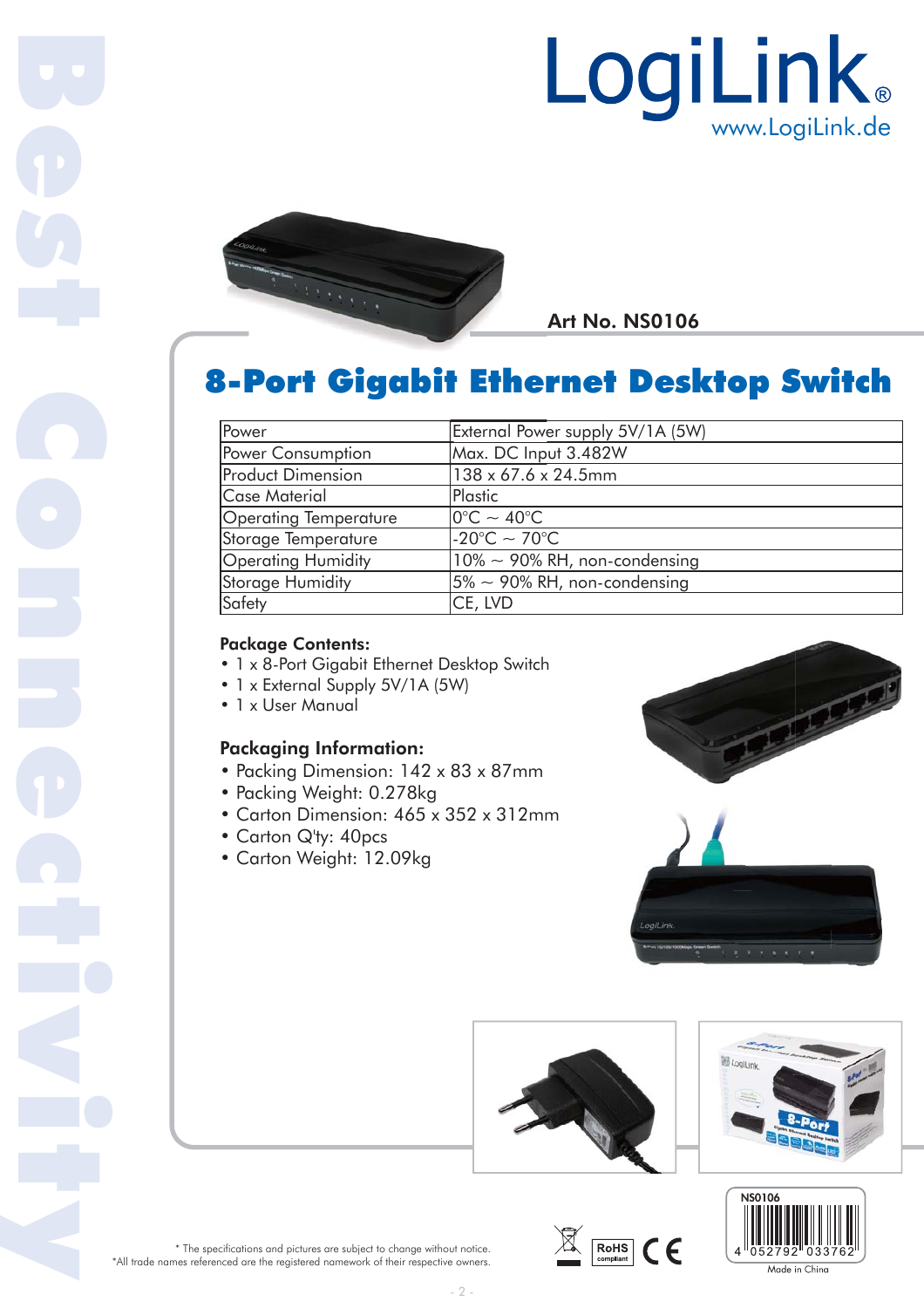LogiLink®
www.LogiLink.de

Art No. NS0106

# 8-Port Gigabit Ethernet Desktop Switch

| | |
|---|---|
| Power | External Power supply 5V/1A (5W) |
| Power Consumption | Max. DC Input 3.482W |
| Product Dimension | 138 x 67.6 x 24.5mm |
| Case Material | Plastic |
| Operating Temperature | 0°C ~ 40°C |
| Storage Temperature | -20°C ~ 70°C |
| Operating Humidity | 10% ~ 90% RH, non-condensing |
| Storage Humidity | 5% ~ 90% RH, non-condensing |
| Safety | CE, LVD |

**Package Contents:**

- 1 x 8-Port Gigabit Ethernet Desktop Switch
- 1 x External Supply 5V/1A (5W)
- 1 x User Manual

**Packaging Information:**

- Packing Dimension: 142 x 83 x 87mm
- Packing Weight: 0.278kg
- Carton Dimension: 465 x 352 x 312mm
- Carton Q'ty: 40pcs
- Carton Weight: 12.09kg

NS0106
4 052792 033762
Made in China

\* The specifications and pictures are subject to change without notice.
\*All trade names referenced are the registered namework of their respective owners.